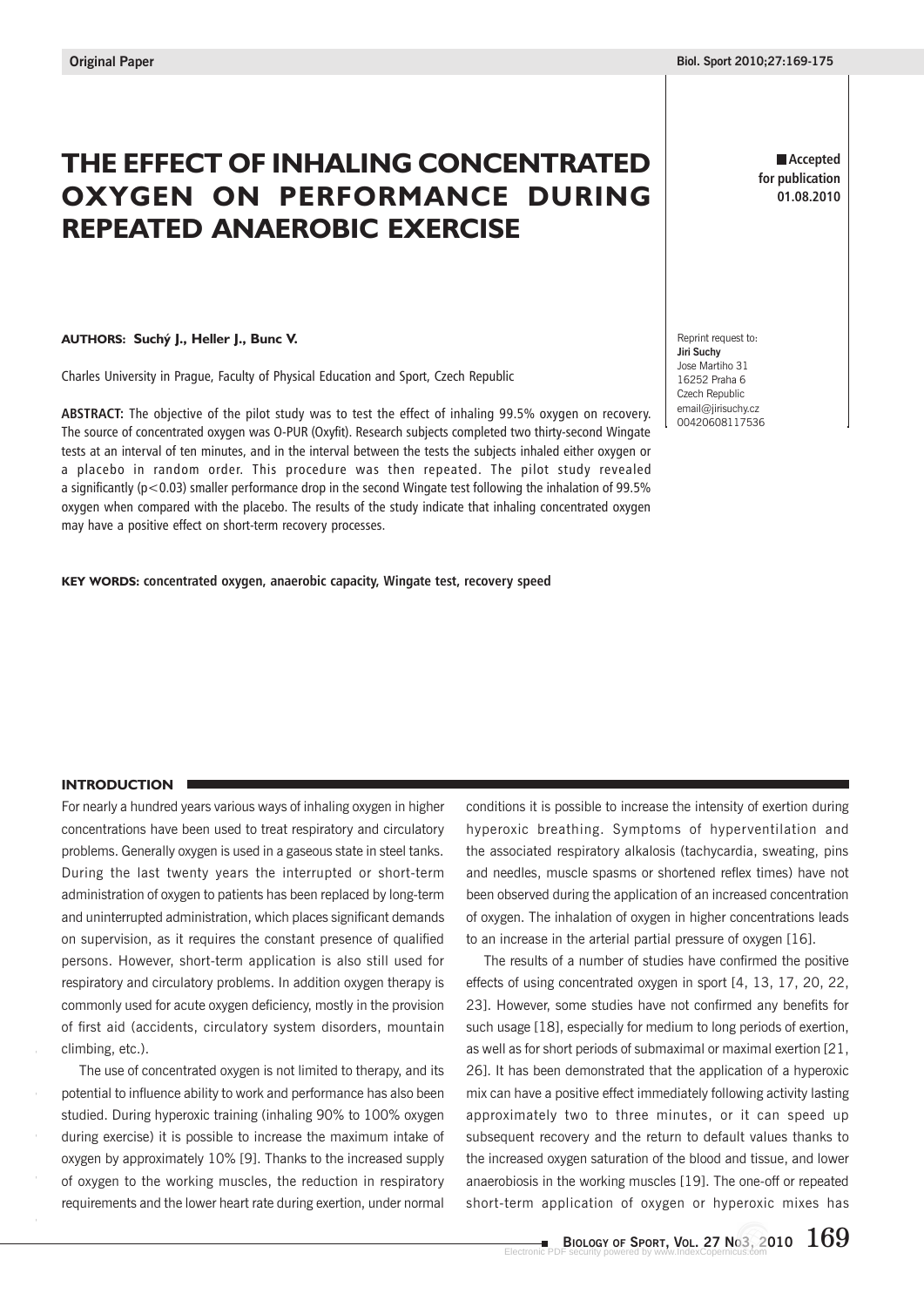Original Paper

# THE EFFECT OF INHALING CONCENTRATED OXYGEN ON PERFORMANCE DURING REPEATED ANAEROBIC EXERCISE

**Accepted for publication 01.08.2010**

**AUTHORS: Suchý J., Heller J., Bunc V.**

Charles University in Prague, Faculty of Physical Education and Sport, Czech Republic

Reprint request to:
**Jiri Suchy**
Jose Martiho 31
16252 Praha 6
Czech Republic
email@jirisuchy.cz
00420608117536

**ABSTRACT:** The objective of the pilot study was to test the effect of inhaling 99.5% oxygen on recovery. The source of concentrated oxygen was O-PUR (Oxyfit). Research subjects completed two thirty-second Wingate tests at an interval of ten minutes, and in the interval between the tests the subjects inhaled either oxygen or a placebo in random order. This procedure was then repeated. The pilot study revealed a significantly ($p<0.03$) smaller performance drop in the second Wingate test following the inhalation of 99.5% oxygen when compared with the placebo. The results of the study indicate that inhaling concentrated oxygen may have a positive effect on short-term recovery processes.

**KEY WORDS: concentrated oxygen, anaerobic capacity, Wingate test, recovery speed**

## INTRODUCTION

For nearly a hundred years various ways of inhaling oxygen in higher concentrations have been used to treat respiratory and circulatory problems. Generally oxygen is used in a gaseous state in steel tanks. During the last twenty years the interrupted or short-term administration of oxygen to patients has been replaced by long-term and uninterrupted administration, which places significant demands on supervision, as it requires the constant presence of qualified persons. However, short-term application is also still used for respiratory and circulatory problems. In addition oxygen therapy is commonly used for acute oxygen deficiency, mostly in the provision of first aid (accidents, circulatory system disorders, mountain climbing, etc.).

The use of concentrated oxygen is not limited to therapy, and its potential to influence ability to work and performance has also been studied. During hyperoxic training (inhaling 90% to 100% oxygen during exercise) it is possible to increase the maximum intake of oxygen by approximately 10% [9]. Thanks to the increased supply of oxygen to the working muscles, the reduction in respiratory requirements and the lower heart rate during exertion, under normal conditions it is possible to increase the intensity of exertion during hyperoxic breathing. Symptoms of hyperventilation and the associated respiratory alkalosis (tachycardia, sweating, pins and needles, muscle spasms or shortened reflex times) have not been observed during the application of an increased concentration of oxygen. The inhalation of oxygen in higher concentrations leads to an increase in the arterial partial pressure of oxygen [16].

The results of a number of studies have confirmed the positive effects of using concentrated oxygen in sport [4, 13, 17, 20, 22, 23]. However, some studies have not confirmed any benefits for such usage [18], especially for medium to long periods of exertion, as well as for short periods of submaximal or maximal exertion [21, 26]. It has been demonstrated that the application of a hyperoxic mix can have a positive effect immediately following activity lasting approximately two to three minutes, or it can speed up subsequent recovery and the return to default values thanks to the increased oxygen saturation of the blood and tissue, and lower anaerobiosis in the working muscles [19]. The one-off or repeated short-term application of oxygen or hyperoxic mixes has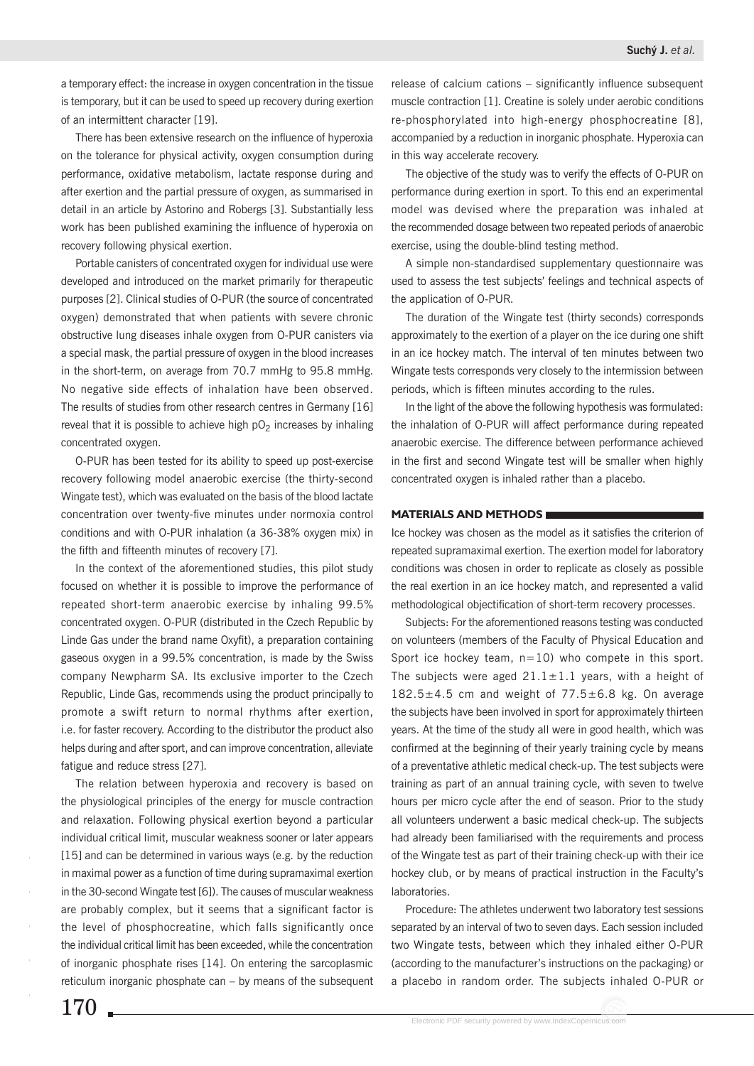a temporary effect: the increase in oxygen concentration in the tissue is temporary, but it can be used to speed up recovery during exertion of an intermittent character [19].

There has been extensive research on the influence of hyperoxia on the tolerance for physical activity, oxygen consumption during performance, oxidative metabolism, lactate response during and after exertion and the partial pressure of oxygen, as summarised in detail in an article by Astorino and Robergs [3]. Substantially less work has been published examining the influence of hyperoxia on recovery following physical exertion.

Portable canisters of concentrated oxygen for individual use were developed and introduced on the market primarily for therapeutic purposes [2]. Clinical studies of O-PUR (the source of concentrated oxygen) demonstrated that when patients with severe chronic obstructive lung diseases inhale oxygen from O-PUR canisters via a special mask, the partial pressure of oxygen in the blood increases in the short-term, on average from 70.7 mmHg to 95.8 mmHg. No negative side effects of inhalation have been observed. The results of studies from other research centres in Germany [16] reveal that it is possible to achieve high $pO_2$ increases by inhaling concentrated oxygen.

O-PUR has been tested for its ability to speed up post-exercise recovery following model anaerobic exercise (the thirty-second Wingate test), which was evaluated on the basis of the blood lactate concentration over twenty-five minutes under normoxia control conditions and with O-PUR inhalation (a 36-38% oxygen mix) in the fifth and fifteenth minutes of recovery [7].

In the context of the aforementioned studies, this pilot study focused on whether it is possible to improve the performance of repeated short-term anaerobic exercise by inhaling 99.5% concentrated oxygen. O-PUR (distributed in the Czech Republic by Linde Gas under the brand name Oxyfit), a preparation containing gaseous oxygen in a 99.5% concentration, is made by the Swiss company Newpharm SA. Its exclusive importer to the Czech Republic, Linde Gas, recommends using the product principally to promote a swift return to normal rhythms after exertion, i.e. for faster recovery. According to the distributor the product also helps during and after sport, and can improve concentration, alleviate fatigue and reduce stress [27].

The relation between hyperoxia and recovery is based on the physiological principles of the energy for muscle contraction and relaxation. Following physical exertion beyond a particular individual critical limit, muscular weakness sooner or later appears [15] and can be determined in various ways (e.g. by the reduction in maximal power as a function of time during supramaximal exertion in the 30-second Wingate test [6]). The causes of muscular weakness are probably complex, but it seems that a significant factor is the level of phosphocreatine, which falls significantly once the individual critical limit has been exceeded, while the concentration of inorganic phosphate rises [14]. On entering the sarcoplasmic reticulum inorganic phosphate can – by means of the subsequent release of calcium cations – significantly influence subsequent muscle contraction [1]. Creatine is solely under aerobic conditions re-phosphorylated into high-energy phosphocreatine [8], accompanied by a reduction in inorganic phosphate. Hyperoxia can in this way accelerate recovery.

The objective of the study was to verify the effects of O-PUR on performance during exertion in sport. To this end an experimental model was devised where the preparation was inhaled at the recommended dosage between two repeated periods of anaerobic exercise, using the double-blind testing method.

A simple non-standardised supplementary questionnaire was used to assess the test subjects' feelings and technical aspects of the application of O-PUR.

The duration of the Wingate test (thirty seconds) corresponds approximately to the exertion of a player on the ice during one shift in an ice hockey match. The interval of ten minutes between two Wingate tests corresponds very closely to the intermission between periods, which is fifteen minutes according to the rules.

In the light of the above the following hypothesis was formulated: the inhalation of O-PUR will affect performance during repeated anaerobic exercise. The difference between performance achieved in the first and second Wingate test will be smaller when highly concentrated oxygen is inhaled rather than a placebo.

## MATERIALS AND METHODS

Ice hockey was chosen as the model as it satisfies the criterion of repeated supramaximal exertion. The exertion model for laboratory conditions was chosen in order to replicate as closely as possible the real exertion in an ice hockey match, and represented a valid methodological objectification of short-term recovery processes.

Subjects: For the aforementioned reasons testing was conducted on volunteers (members of the Faculty of Physical Education and Sport ice hockey team, $n=10$) who compete in this sport. The subjects were aged $21.1 \pm 1.1$ years, with a height of $182.5 \pm 4.5$ cm and weight of $77.5 \pm 6.8$ kg. On average the subjects have been involved in sport for approximately thirteen years. At the time of the study all were in good health, which was confirmed at the beginning of their yearly training cycle by means of a preventative athletic medical check-up. The test subjects were training as part of an annual training cycle, with seven to twelve hours per micro cycle after the end of season. Prior to the study all volunteers underwent a basic medical check-up. The subjects had already been familiarised with the requirements and process of the Wingate test as part of their training check-up with their ice hockey club, or by means of practical instruction in the Faculty's laboratories.

Procedure: The athletes underwent two laboratory test sessions separated by an interval of two to seven days. Each session included two Wingate tests, between which they inhaled either O-PUR (according to the manufacturer's instructions on the packaging) or a placebo in random order. The subjects inhaled O-PUR or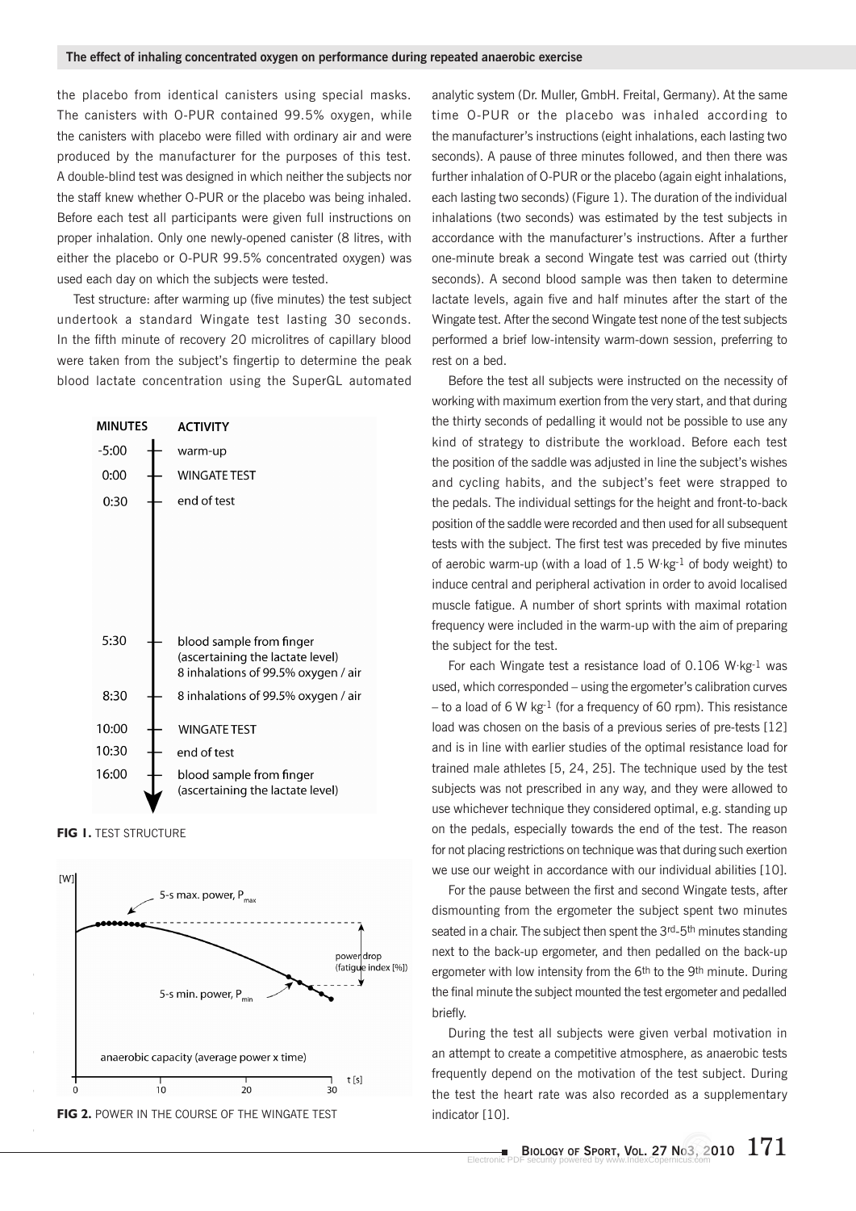the placebo from identical canisters using special masks. The canisters with O-PUR contained 99.5% oxygen, while the canisters with placebo were filled with ordinary air and were produced by the manufacturer for the purposes of this test. A double-blind test was designed in which neither the subjects nor the staff knew whether O-PUR or the placebo was being inhaled. Before each test all participants were given full instructions on proper inhalation. Only one newly-opened canister (8 litres, with either the placebo or O-PUR 99.5% concentrated oxygen) was used each day on which the subjects were tested.

Test structure: after warming up (five minutes) the test subject undertook a standard Wingate test lasting 30 seconds. In the fifth minute of recovery 20 microlitres of capillary blood were taken from the subject's fingertip to determine the peak blood lactate concentration using the SuperGL automated analytic system (Dr. Muller, GmbH. Freital, Germany). At the same time O-PUR or the placebo was inhaled according to the manufacturer's instructions (eight inhalations, each lasting two seconds). A pause of three minutes followed, and then there was further inhalation of O-PUR or the placebo (again eight inhalations, each lasting two seconds) (Figure 1). The duration of the individual inhalations (two seconds) was estimated by the test subjects in accordance with the manufacturer's instructions. After a further one-minute break a second Wingate test was carried out (thirty seconds). A second blood sample was then taken to determine lactate levels, again five and half minutes after the start of the Wingate test. After the second Wingate test none of the test subjects performed a brief low-intensity warm-down session, preferring to rest on a bed.

| MINUTES | ACTIVITY |
|---|---|
| -5:00 | warm-up |
| 0:00 | WINGATE TEST |
| 0:30 | end of test |
| 5:30 | blood sample from finger (ascertaining the lactate level) 8 inhalations of 99.5% oxygen / air |
| 8:30 | 8 inhalations of 99.5% oxygen / air |
| 10:00 | WINGATE TEST |
| 10:30 | end of test |
| 16:00 | blood sample from finger (ascertaining the lactate level) |

**FIG 1.** TEST STRUCTURE

**FIG 2.** POWER IN THE COURSE OF THE WINGATE TEST

Before the test all subjects were instructed on the necessity of working with maximum exertion from the very start, and that during the thirty seconds of pedalling it would not be possible to use any kind of strategy to distribute the workload. Before each test the position of the saddle was adjusted in line the subject's wishes and cycling habits, and the subject's feet were strapped to the pedals. The individual settings for the height and front-to-back position of the saddle were recorded and then used for all subsequent tests with the subject. The first test was preceded by five minutes of aerobic warm-up (with a load of 1.5 $W \cdot kg^{-1}$ of body weight) to induce central and peripheral activation in order to avoid localised muscle fatigue. A number of short sprints with maximal rotation frequency were included in the warm-up with the aim of preparing the subject for the test.

For each Wingate test a resistance load of 0.106 $W \cdot kg^{-1}$ was used, which corresponded – using the ergometer's calibration curves – to a load of 6 W $kg^{-1}$ (for a frequency of 60 rpm). This resistance load was chosen on the basis of a previous series of pre-tests [12] and is in line with earlier studies of the optimal resistance load for trained male athletes [5, 24, 25]. The technique used by the test subjects was not prescribed in any way, and they were allowed to use whichever technique they considered optimal, e.g. standing up on the pedals, especially towards the end of the test. The reason for not placing restrictions on technique was that during such exertion we use our weight in accordance with our individual abilities [10].

For the pause between the first and second Wingate tests, after dismounting from the ergometer the subject spent two minutes seated in a chair. The subject then spent the 3rd-5th minutes standing next to the back-up ergometer, and then pedalled on the back-up ergometer with low intensity from the 6th to the 9th minute. During the final minute the subject mounted the test ergometer and pedalled briefly.

During the test all subjects were given verbal motivation in an attempt to create a competitive atmosphere, as anaerobic tests frequently depend on the motivation of the test subject. During the test the heart rate was also recorded as a supplementary indicator [10].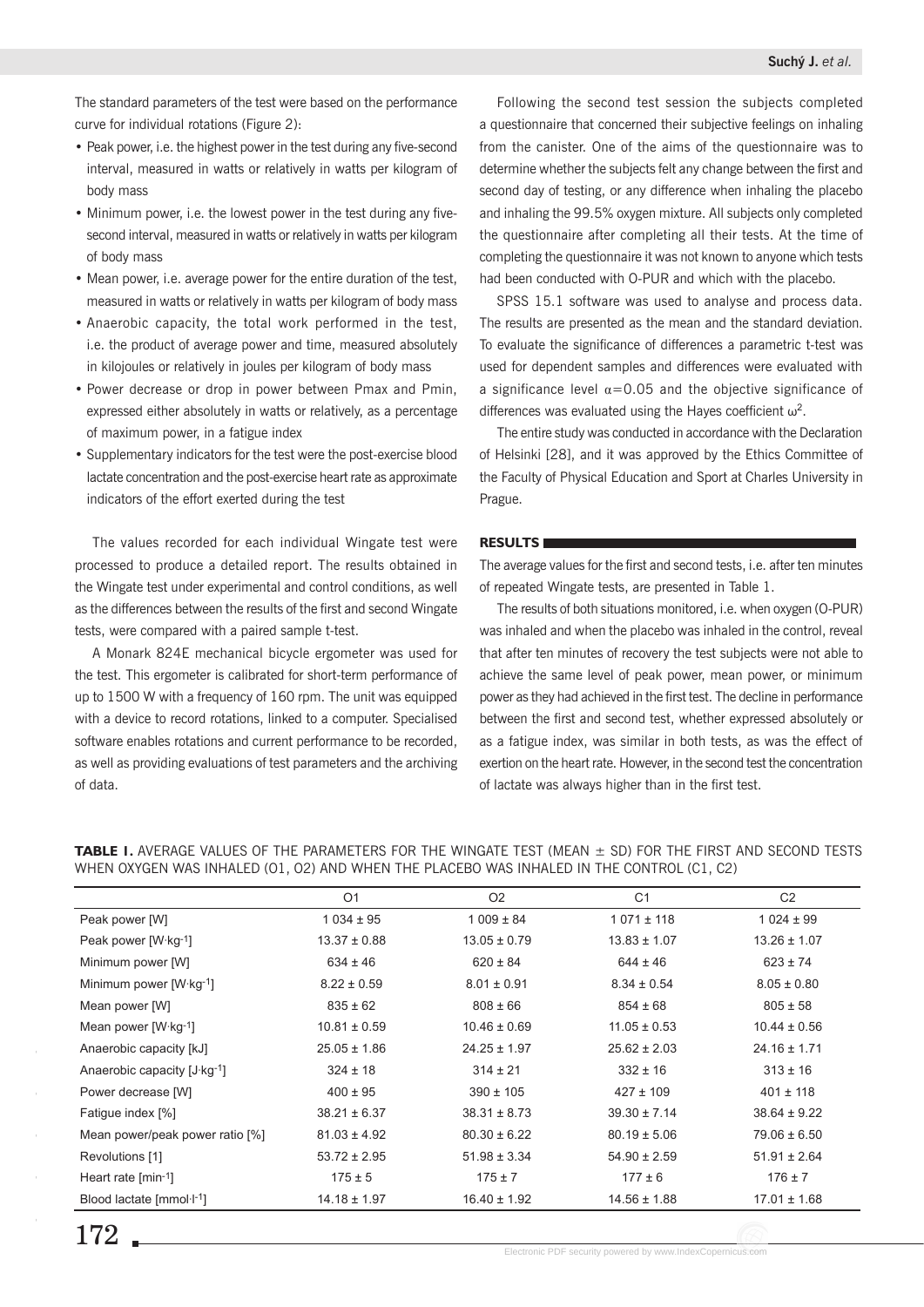The standard parameters of the test were based on the performance curve for individual rotations (Figure 2):

- Peak power, i.e. the highest power in the test during any five-second interval, measured in watts or relatively in watts per kilogram of body mass
- Minimum power, i.e. the lowest power in the test during any five-second interval, measured in watts or relatively in watts per kilogram of body mass
- Mean power, i.e. average power for the entire duration of the test, measured in watts or relatively in watts per kilogram of body mass
- Anaerobic capacity, the total work performed in the test, i.e. the product of average power and time, measured absolutely in kilojoules or relatively in joules per kilogram of body mass
- Power decrease or drop in power between Pmax and Pmin, expressed either absolutely in watts or relatively, as a percentage of maximum power, in a fatigue index
- Supplementary indicators for the test were the post-exercise blood lactate concentration and the post-exercise heart rate as approximate indicators of the effort exerted during the test

The values recorded for each individual Wingate test were processed to produce a detailed report. The results obtained in the Wingate test under experimental and control conditions, as well as the differences between the results of the first and second Wingate tests, were compared with a paired sample t-test.

A Monark 824E mechanical bicycle ergometer was used for the test. This ergometer is calibrated for short-term performance of up to 1500 W with a frequency of 160 rpm. The unit was equipped with a device to record rotations, linked to a computer. Specialised software enables rotations and current performance to be recorded, as well as providing evaluations of test parameters and the archiving of data.

Following the second test session the subjects completed a questionnaire that concerned their subjective feelings on inhaling from the canister. One of the aims of the questionnaire was to determine whether the subjects felt any change between the first and second day of testing, or any difference when inhaling the placebo and inhaling the 99.5% oxygen mixture. All subjects only completed the questionnaire after completing all their tests. At the time of completing the questionnaire it was not known to anyone which tests had been conducted with O-PUR and which with the placebo.

SPSS 15.1 software was used to analyse and process data. The results are presented as the mean and the standard deviation. To evaluate the significance of differences a parametric t-test was used for dependent samples and differences were evaluated with a significance level $\alpha=0.05$ and the objective significance of differences was evaluated using the Hayes coefficient $\omega^2$.

The entire study was conducted in accordance with the Declaration of Helsinki [28], and it was approved by the Ethics Committee of the Faculty of Physical Education and Sport at Charles University in Prague.

## RESULTS

The average values for the first and second tests, i.e. after ten minutes of repeated Wingate tests, are presented in Table 1.

The results of both situations monitored, i.e. when oxygen (O-PUR) was inhaled and when the placebo was inhaled in the control, reveal that after ten minutes of recovery the test subjects were not able to achieve the same level of peak power, mean power, or minimum power as they had achieved in the first test. The decline in performance between the first and second test, whether expressed absolutely or as a fatigue index, was similar in both tests, as was the effect of exertion on the heart rate. However, in the second test the concentration of lactate was always higher than in the first test.

**TABLE 1.** AVERAGE VALUES OF THE PARAMETERS FOR THE WINGATE TEST (MEAN ± SD) FOR THE FIRST AND SECOND TESTS WHEN OXYGEN WAS INHALED (O1, O2) AND WHEN THE PLACEBO WAS INHALED IN THE CONTROL (C1, C2)

| | O1 | O2 | C1 | C2 |
|---|---|---|---|---|
| Peak power [W] | 1 034 ± 95 | 1 009 ± 84 | 1 071 ± 118 | 1 024 ± 99 |
| Peak power [W·kg$^{-1}$] | 13.37 ± 0.88 | 13.05 ± 0.79 | 13.83 ± 1.07 | 13.26 ± 1.07 |
| Minimum power [W] | 634 ± 46 | 620 ± 84 | 644 ± 46 | 623 ± 74 |
| Minimum power [W·kg$^{-1}$] | 8.22 ± 0.59 | 8.01 ± 0.91 | 8.34 ± 0.54 | 8.05 ± 0.80 |
| Mean power [W] | 835 ± 62 | 808 ± 66 | 854 ± 68 | 805 ± 58 |
| Mean power [W·kg$^{-1}$] | 10.81 ± 0.59 | 10.46 ± 0.69 | 11.05 ± 0.53 | 10.44 ± 0.56 |
| Anaerobic capacity [kJ] | 25.05 ± 1.86 | 24.25 ± 1.97 | 25.62 ± 2.03 | 24.16 ± 1.71 |
| Anaerobic capacity [J·kg$^{-1}$] | 324 ± 18 | 314 ± 21 | 332 ± 16 | 313 ± 16 |
| Power decrease [W] | 400 ± 95 | 390 ± 105 | 427 ± 109 | 401 ± 118 |
| Fatigue index [%] | 38.21 ± 6.37 | 38.31 ± 8.73 | 39.30 ± 7.14 | 38.64 ± 9.22 |
| Mean power/peak power ratio [%] | 81.03 ± 4.92 | 80.30 ± 6.22 | 80.19 ± 5.06 | 79.06 ± 6.50 |
| Revolutions [1] | 53.72 ± 2.95 | 51.98 ± 3.34 | 54.90 ± 2.59 | 51.91 ± 2.64 |
| Heart rate [min$^{-1}$] | 175 ± 5 | 175 ± 7 | 177 ± 6 | 176 ± 7 |
| Blood lactate [mmol·l$^{-1}$] | 14.18 ± 1.97 | 16.40 ± 1.92 | 14.56 ± 1.88 | 17.01 ± 1.68 |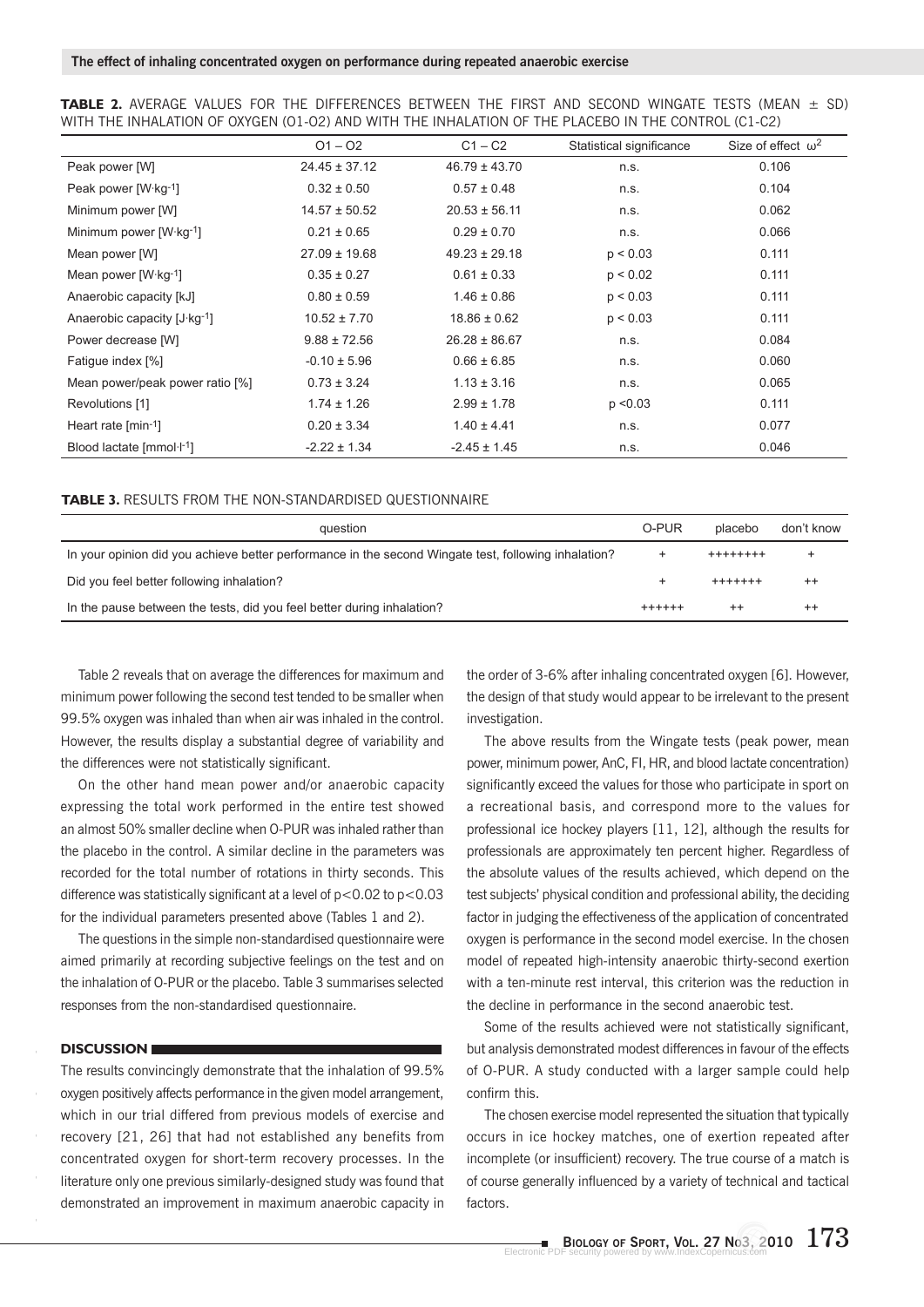**TABLE 2.** AVERAGE VALUES FOR THE DIFFERENCES BETWEEN THE FIRST AND SECOND WINGATE TESTS (MEAN ± SD) WITH THE INHALATION OF OXYGEN (O1-O2) AND WITH THE INHALATION OF THE PLACEBO IN THE CONTROL (C1-C2)

| | O1 – O2 | C1 – C2 | Statistical significance | Size of effect $\omega^2$ |
|---|---|---|---|---|
| Peak power [W] | 24.45 ± 37.12 | 46.79 ± 43.70 | n.s. | 0.106 |
| Peak power [W·kg$^{-1}$] | 0.32 ± 0.50 | 0.57 ± 0.48 | n.s. | 0.104 |
| Minimum power [W] | 14.57 ± 50.52 | 20.53 ± 56.11 | n.s. | 0.062 |
| Minimum power [W·kg$^{-1}$] | 0.21 ± 0.65 | 0.29 ± 0.70 | n.s. | 0.066 |
| Mean power [W] | 27.09 ± 19.68 | 49.23 ± 29.18 | $p < 0.03$ | 0.111 |
| Mean power [W·kg$^{-1}$] | 0.35 ± 0.27 | 0.61 ± 0.33 | $p < 0.02$ | 0.111 |
| Anaerobic capacity [kJ] | 0.80 ± 0.59 | 1.46 ± 0.86 | $p < 0.03$ | 0.111 |
| Anaerobic capacity [J·kg$^{-1}$] | 10.52 ± 7.70 | 18.86 ± 0.62 | $p < 0.03$ | 0.111 |
| Power decrease [W] | 9.88 ± 72.56 | 26.28 ± 86.67 | n.s. | 0.084 |
| Fatigue index [%] | -0.10 ± 5.96 | 0.66 ± 6.85 | n.s. | 0.060 |
| Mean power/peak power ratio [%] | 0.73 ± 3.24 | 1.13 ± 3.16 | n.s. | 0.065 |
| Revolutions [1] | 1.74 ± 1.26 | 2.99 ± 1.78 | $p < 0.03$ | 0.111 |
| Heart rate [min$^{-1}$] | 0.20 ± 3.34 | 1.40 ± 4.41 | n.s. | 0.077 |
| Blood lactate [mmol·l$^{-1}$] | -2.22 ± 1.34 | -2.45 ± 1.45 | n.s. | 0.046 |

**TABLE 3.** RESULTS FROM THE NON-STANDARDISED QUESTIONNAIRE

| question | O-PUR | placebo | don't know |
|---|---|---|---|
| In your opinion did you achieve better performance in the second Wingate test, following inhalation? | + | ++++++++ | + |
| Did you feel better following inhalation? | + | +++++++ | ++ |
| In the pause between the tests, did you feel better during inhalation? | ++++++ | ++ | ++ |

Table 2 reveals that on average the differences for maximum and minimum power following the second test tended to be smaller when 99.5% oxygen was inhaled than when air was inhaled in the control. However, the results display a substantial degree of variability and the differences were not statistically significant.

On the other hand mean power and/or anaerobic capacity expressing the total work performed in the entire test showed an almost 50% smaller decline when O-PUR was inhaled rather than the placebo in the control. A similar decline in the parameters was recorded for the total number of rotations in thirty seconds. This difference was statistically significant at a level of $p<0.02$ to $p<0.03$ for the individual parameters presented above (Tables 1 and 2).

The questions in the simple non-standardised questionnaire were aimed primarily at recording subjective feelings on the test and on the inhalation of O-PUR or the placebo. Table 3 summarises selected responses from the non-standardised questionnaire.

## DISCUSSION

The results convincingly demonstrate that the inhalation of 99.5% oxygen positively affects performance in the given model arrangement, which in our trial differed from previous models of exercise and recovery [21, 26] that had not established any benefits from concentrated oxygen for short-term recovery processes. In the literature only one previous similarly-designed study was found that demonstrated an improvement in maximum anaerobic capacity in the order of 3-6% after inhaling concentrated oxygen [6]. However, the design of that study would appear to be irrelevant to the present investigation.

The above results from the Wingate tests (peak power, mean power, minimum power, AnC, FI, HR, and blood lactate concentration) significantly exceed the values for those who participate in sport on a recreational basis, and correspond more to the values for professional ice hockey players [11, 12], although the results for professionals are approximately ten percent higher. Regardless of the absolute values of the results achieved, which depend on the test subjects' physical condition and professional ability, the deciding factor in judging the effectiveness of the application of concentrated oxygen is performance in the second model exercise. In the chosen model of repeated high-intensity anaerobic thirty-second exertion with a ten-minute rest interval, this criterion was the reduction in the decline in performance in the second anaerobic test.

Some of the results achieved were not statistically significant, but analysis demonstrated modest differences in favour of the effects of O-PUR. A study conducted with a larger sample could help confirm this.

The chosen exercise model represented the situation that typically occurs in ice hockey matches, one of exertion repeated after incomplete (or insufficient) recovery. The true course of a match is of course generally influenced by a variety of technical and tactical factors.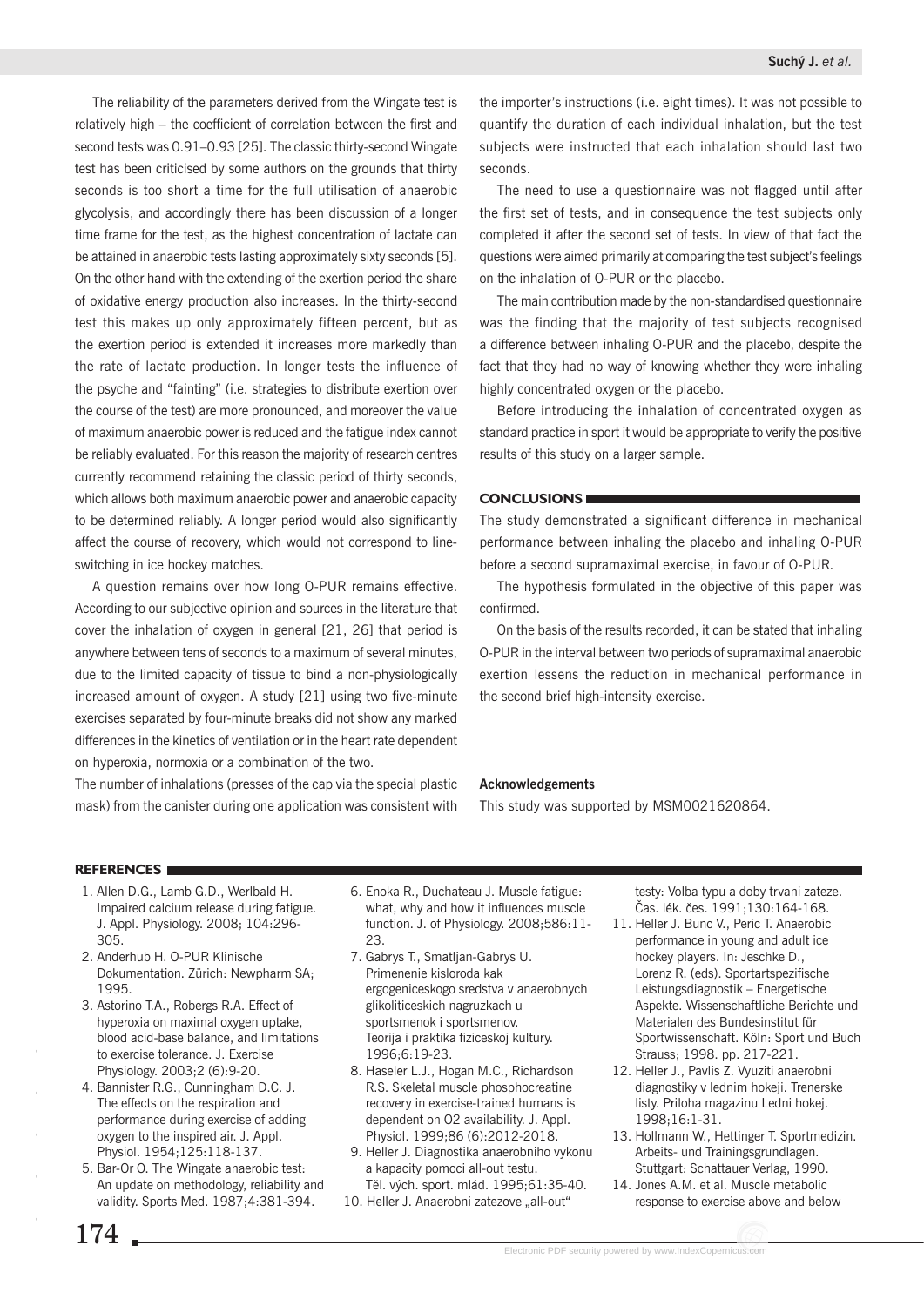The reliability of the parameters derived from the Wingate test is relatively high – the coefficient of correlation between the first and second tests was 0.91–0.93 [25]. The classic thirty-second Wingate test has been criticised by some authors on the grounds that thirty seconds is too short a time for the full utilisation of anaerobic glycolysis, and accordingly there has been discussion of a longer time frame for the test, as the highest concentration of lactate can be attained in anaerobic tests lasting approximately sixty seconds [5]. On the other hand with the extending of the exertion period the share of oxidative energy production also increases. In the thirty-second test this makes up only approximately fifteen percent, but as the exertion period is extended it increases more markedly than the rate of lactate production. In longer tests the influence of the psyche and "fainting" (i.e. strategies to distribute exertion over the course of the test) are more pronounced, and moreover the value of maximum anaerobic power is reduced and the fatigue index cannot be reliably evaluated. For this reason the majority of research centres currently recommend retaining the classic period of thirty seconds, which allows both maximum anaerobic power and anaerobic capacity to be determined reliably. A longer period would also significantly affect the course of recovery, which would not correspond to line-switching in ice hockey matches.

A question remains over how long O-PUR remains effective. According to our subjective opinion and sources in the literature that cover the inhalation of oxygen in general [21, 26] that period is anywhere between tens of seconds to a maximum of several minutes, due to the limited capacity of tissue to bind a non-physiologically increased amount of oxygen. A study [21] using two five-minute exercises separated by four-minute breaks did not show any marked differences in the kinetics of ventilation or in the heart rate dependent on hyperoxia, normoxia or a combination of the two.

The number of inhalations (presses of the cap via the special plastic mask) from the canister during one application was consistent with the importer's instructions (i.e. eight times). It was not possible to quantify the duration of each individual inhalation, but the test subjects were instructed that each inhalation should last two seconds.

The need to use a questionnaire was not flagged until after the first set of tests, and in consequence the test subjects only completed it after the second set of tests. In view of that fact the questions were aimed primarily at comparing the test subject's feelings on the inhalation of O-PUR or the placebo.

The main contribution made by the non-standardised questionnaire was the finding that the majority of test subjects recognised a difference between inhaling O-PUR and the placebo, despite the fact that they had no way of knowing whether they were inhaling highly concentrated oxygen or the placebo.

Before introducing the inhalation of concentrated oxygen as standard practice in sport it would be appropriate to verify the positive results of this study on a larger sample.

## CONCLUSIONS

The study demonstrated a significant difference in mechanical performance between inhaling the placebo and inhaling O-PUR before a second supramaximal exercise, in favour of O-PUR.

The hypothesis formulated in the objective of this paper was confirmed.

On the basis of the results recorded, it can be stated that inhaling O-PUR in the interval between two periods of supramaximal anaerobic exertion lessens the reduction in mechanical performance in the second brief high-intensity exercise.

### Acknowledgements

This study was supported by MSM0021620864.

## REFERENCES

1. Allen D.G., Lamb G.D., Werlbald H. Impaired calcium release during fatigue. J. Appl. Physiology. 2008; 104:296-305.
2. Anderhub H. O-PUR Klinische Dokumentation. Zürich: Newpharm SA; 1995.
3. Astorino T.A., Robergs R.A. Effect of hyperoxia on maximal oxygen uptake, blood acid-base balance, and limitations to exercise tolerance. J. Exercise Physiology. 2003;2 (6):9-20.
4. Bannister R.G., Cunningham D.C. J. The effects on the respiration and performance during exercise of adding oxygen to the inspired air. J. Appl. Physiol. 1954;125:118-137.
5. Bar-Or O. The Wingate anaerobic test: An update on methodology, reliability and validity. Sports Med. 1987;4:381-394.
6. Enoka R., Duchateau J. Muscle fatigue: what, why and how it influences muscle function. J. of Physiology. 2008;586:11-23.
7. Gabrys T., Smatljan-Gabrys U. Primenenie kisloroda kak ergogeniceskogo sredstva v anaerobnych glikoliticeskich nagruzkach u sportsmenok i sportsmenov. Teorija i praktika fiziceskoj kultury. 1996;6:19-23.
8. Haseler L.J., Hogan M.C., Richardson R.S. Skeletal muscle phosphocreatine recovery in exercise-trained humans is dependent on O2 availability. J. Appl. Physiol. 1999;86 (6):2012-2018.
9. Heller J. Diagnostika anaerobniho vykonu a kapacity pomoci all-out testu. Těl. vých. sport. mlád. 1995;61:35-40.
10. Heller J. Anaerobni zatezove „all-out" testy: Volba typu a doby trvani zateze. Čas. lék. čes. 1991;130:164-168.
11. Heller J. Bunc V., Peric T. Anaerobic performance in young and adult ice hockey players. In: Jeschke D., Lorenz R. (eds). Sportartspezifische Leistungsdiagnostik – Energetische Aspekte. Wissenschaftliche Berichte und Materialen des Bundesinstitut für Sportwissenschaft. Köln: Sport und Buch Strauss; 1998. pp. 217-221.
12. Heller J., Pavlis Z. Vyuziti anaerobni diagnostiky v lednim hokeji. Trenerske listy. Priloha magazinu Ledni hokej. 1998;16:1-31.
13. Hollmann W., Hettinger T. Sportmedizin. Arbeits- und Trainingsgrundlagen. Stuttgart: Schattauer Verlag, 1990.
14. Jones A.M. et al. Muscle metabolic response to exercise above and below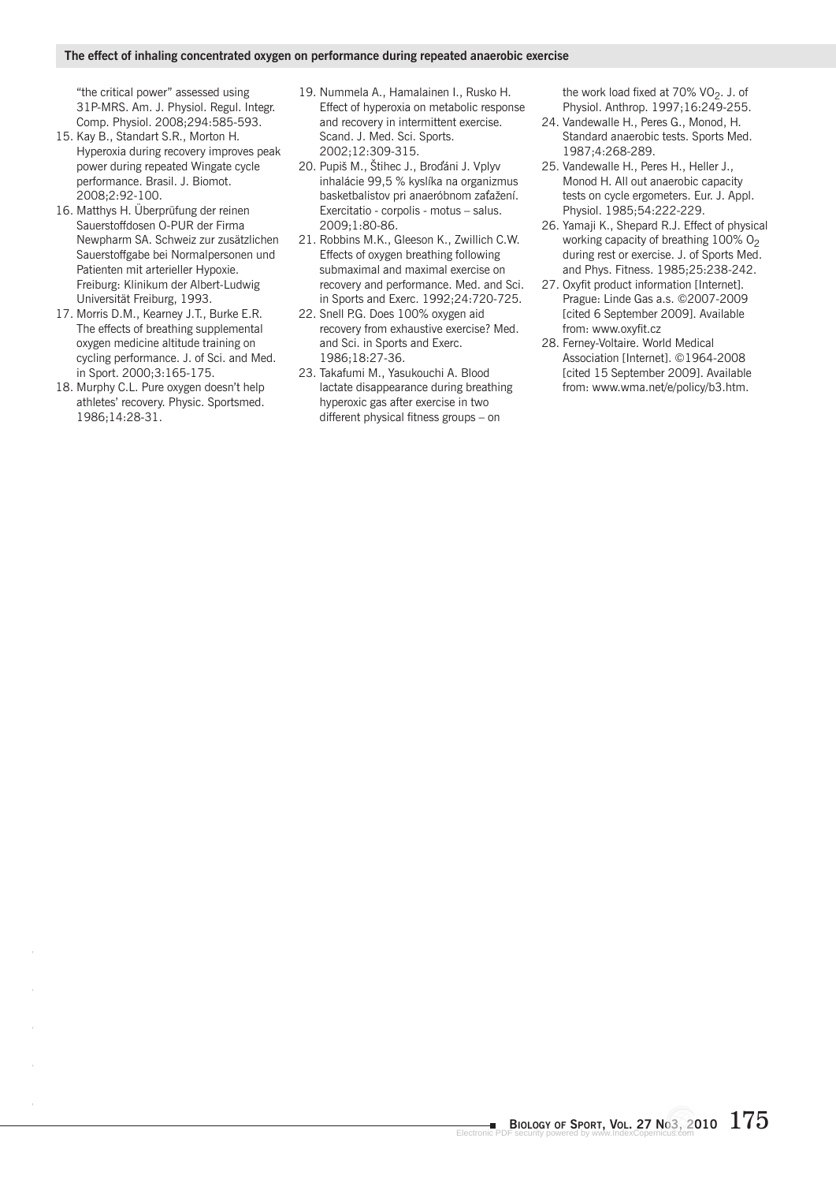"the critical power" assessed using 31P-MRS. Am. J. Physiol. Regul. Integr. Comp. Physiol. 2008;294:585-593.

15. Kay B., Standart S.R., Morton H. Hyperoxia during recovery improves peak power during repeated Wingate cycle performance. Brasil. J. Biomot. 2008;2:92-100.
16. Matthys H. Überprüfung der reinen Sauerstoffdosen O-PUR der Firma Newpharm SA. Schweiz zur zusätzlichen Sauerstoffgabe bei Normalpersonen und Patienten mit arterieller Hypoxie. Freiburg: Klinikum der Albert-Ludwig Universität Freiburg, 1993.
17. Morris D.M., Kearney J.T., Burke E.R. The effects of breathing supplemental oxygen medicine altitude training on cycling performance. J. of Sci. and Med. in Sport. 2000;3:165-175.
18. Murphy C.L. Pure oxygen doesn't help athletes' recovery. Physic. Sportsmed. 1986;14:28-31.
19. Nummela A., Hamalainen I., Rusko H. Effect of hyperoxia on metabolic response and recovery in intermittent exercise. Scand. J. Med. Sci. Sports. 2002;12:309-315.
20. Pupiš M., Štihec J., Broďáni J. Vplyv inhalácie 99,5 % kyslíka na organizmus basketbalistov pri anaeróbnom zaťažení. Exercitatio - corpolis - motus – salus. 2009;1:80-86.
21. Robbins M.K., Gleeson K., Zwillich C.W. Effects of oxygen breathing following submaximal and maximal exercise on recovery and performance. Med. and Sci. in Sports and Exerc. 1992;24:720-725.
22. Snell P.G. Does 100% oxygen aid recovery from exhaustive exercise? Med. and Sci. in Sports and Exerc. 1986;18:27-36.
23. Takafumi M., Yasukouchi A. Blood lactate disappearance during breathing hyperoxic gas after exercise in two different physical fitness groups – on the work load fixed at 70% $VO_2$. J. of Physiol. Anthrop. 1997;16:249-255.
24. Vandewalle H., Peres G., Monod, H. Standard anaerobic tests. Sports Med. 1987;4:268-289.
25. Vandewalle H., Peres H., Heller J., Monod H. All out anaerobic capacity tests on cycle ergometers. Eur. J. Appl. Physiol. 1985;54:222-229.
26. Yamaji K., Shepard R.J. Effect of physical working capacity of breathing 100% $O_2$ during rest or exercise. J. of Sports Med. and Phys. Fitness. 1985;25:238-242.
27. Oxyfit product information [Internet]. Prague: Linde Gas a.s. ©2007-2009 [cited 6 September 2009]. Available from: www.oxyfit.cz
28. Ferney-Voltaire. World Medical Association [Internet]. ©1964-2008 [cited 15 September 2009]. Available from: www.wma.net/e/policy/b3.htm.